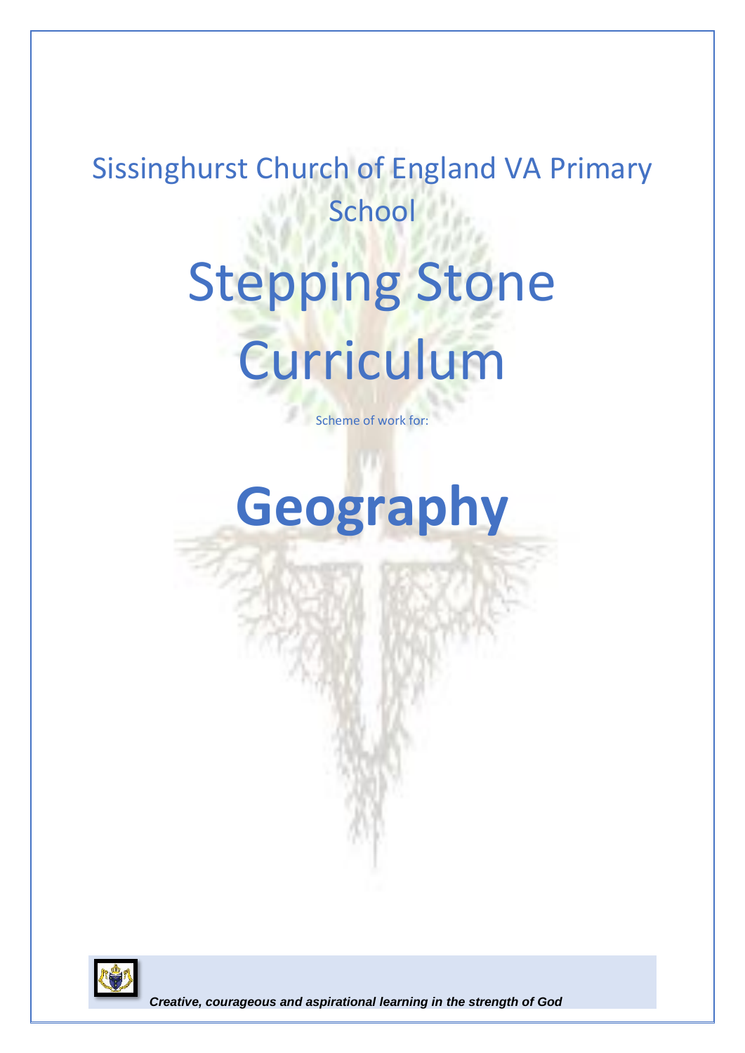# Sissinghurst Church of England VA Primary School

# Stepping Stone Curriculum

Scheme of work for:

# **Geography**

***Creative, courageous and aspirational learning in the strength of God***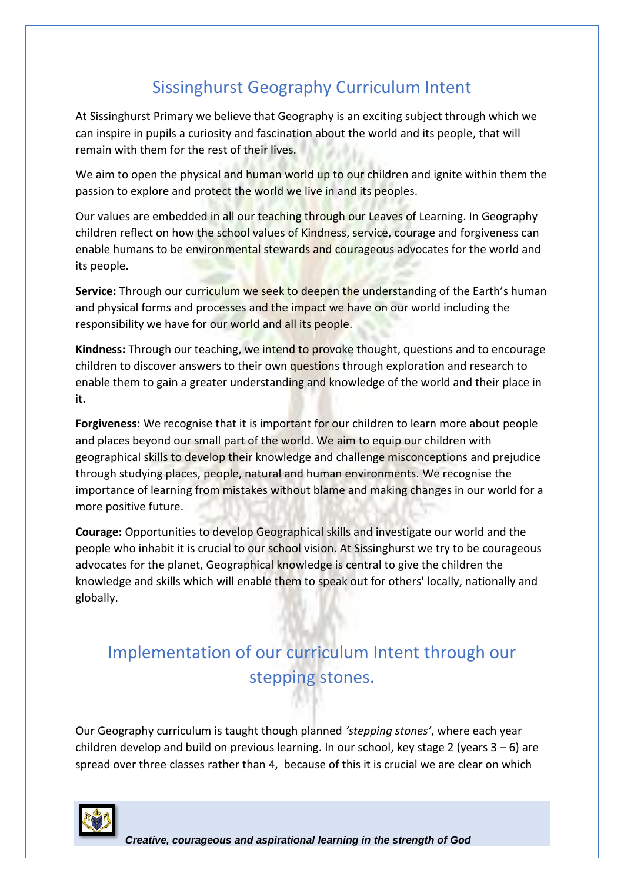# Sissinghurst Geography Curriculum Intent

At Sissinghurst Primary we believe that Geography is an exciting subject through which we can inspire in pupils a curiosity and fascination about the world and its people, that will remain with them for the rest of their lives.

We aim to open the physical and human world up to our children and ignite within them the passion to explore and protect the world we live in and its peoples.

Our values are embedded in all our teaching through our Leaves of Learning. In Geography children reflect on how the school values of Kindness, service, courage and forgiveness can enable humans to be environmental stewards and courageous advocates for the world and its people.

**Service:** Through our curriculum we seek to deepen the understanding of the Earth's human and physical forms and processes and the impact we have on our world including the responsibility we have for our world and all its people.

**Kindness:** Through our teaching, we intend to provoke thought, questions and to encourage children to discover answers to their own questions through exploration and research to enable them to gain a greater understanding and knowledge of the world and their place in it.

**Forgiveness:** We recognise that it is important for our children to learn more about people and places beyond our small part of the world. We aim to equip our children with geographical skills to develop their knowledge and challenge misconceptions and prejudice through studying places, people, natural and human environments. We recognise the importance of learning from mistakes without blame and making changes in our world for a more positive future.

**Courage:** Opportunities to develop Geographical skills and investigate our world and the people who inhabit it is crucial to our school vision. At Sissinghurst we try to be courageous advocates for the planet, Geographical knowledge is central to give the children the knowledge and skills which will enable them to speak out for others' locally, nationally and globally.

# Implementation of our curriculum Intent through our stepping stones.

Our Geography curriculum is taught though planned *'stepping stones'*, where each year children develop and build on previous learning. In our school, key stage 2 (years 3 – 6) are spread over three classes rather than 4, because of this it is crucial we are clear on which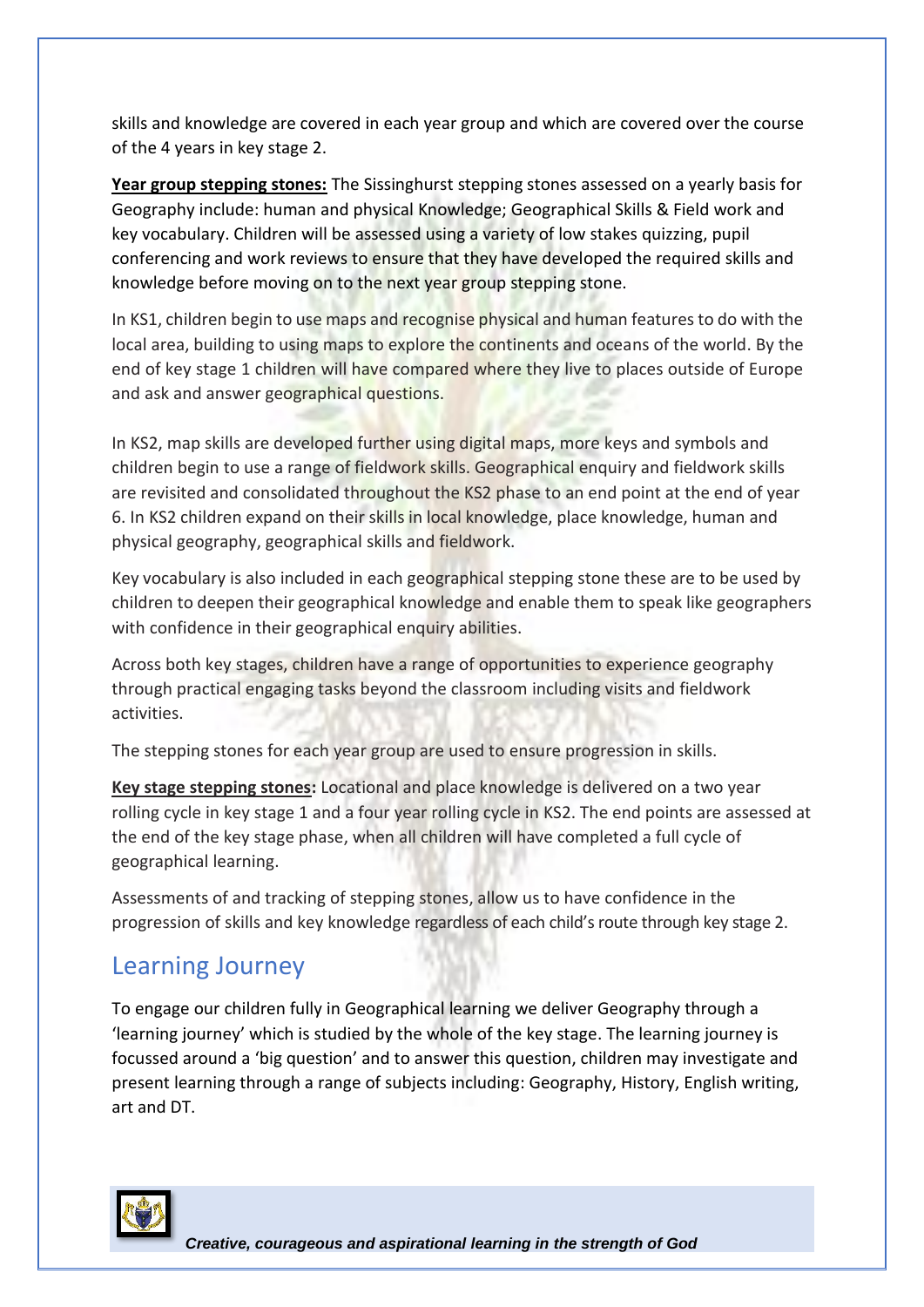skills and knowledge are covered in each year group and which are covered over the course of the 4 years in key stage 2.

**Year group stepping stones:** The Sissinghurst stepping stones assessed on a yearly basis for Geography include: human and physical Knowledge; Geographical Skills & Field work and key vocabulary. Children will be assessed using a variety of low stakes quizzing, pupil conferencing and work reviews to ensure that they have developed the required skills and knowledge before moving on to the next year group stepping stone.

In KS1, children begin to use maps and recognise physical and human features to do with the local area, building to using maps to explore the continents and oceans of the world. By the end of key stage 1 children will have compared where they live to places outside of Europe and ask and answer geographical questions.

In KS2, map skills are developed further using digital maps, more keys and symbols and children begin to use a range of fieldwork skills. Geographical enquiry and fieldwork skills are revisited and consolidated throughout the KS2 phase to an end point at the end of year 6. In KS2 children expand on their skills in local knowledge, place knowledge, human and physical geography, geographical skills and fieldwork.

Key vocabulary is also included in each geographical stepping stone these are to be used by children to deepen their geographical knowledge and enable them to speak like geographers with confidence in their geographical enquiry abilities.

Across both key stages, children have a range of opportunities to experience geography through practical engaging tasks beyond the classroom including visits and fieldwork activities.

The stepping stones for each year group are used to ensure progression in skills.

**Key stage stepping stones:** Locational and place knowledge is delivered on a two year rolling cycle in key stage 1 and a four year rolling cycle in KS2. The end points are assessed at the end of the key stage phase, when all children will have completed a full cycle of geographical learning.

Assessments of and tracking of stepping stones, allow us to have confidence in the progression of skills and key knowledge regardless of each child's route through key stage 2.

## Learning Journey

To engage our children fully in Geographical learning we deliver Geography through a 'learning journey' which is studied by the whole of the key stage. The learning journey is focussed around a 'big question' and to answer this question, children may investigate and present learning through a range of subjects including: Geography, History, English writing, art and DT.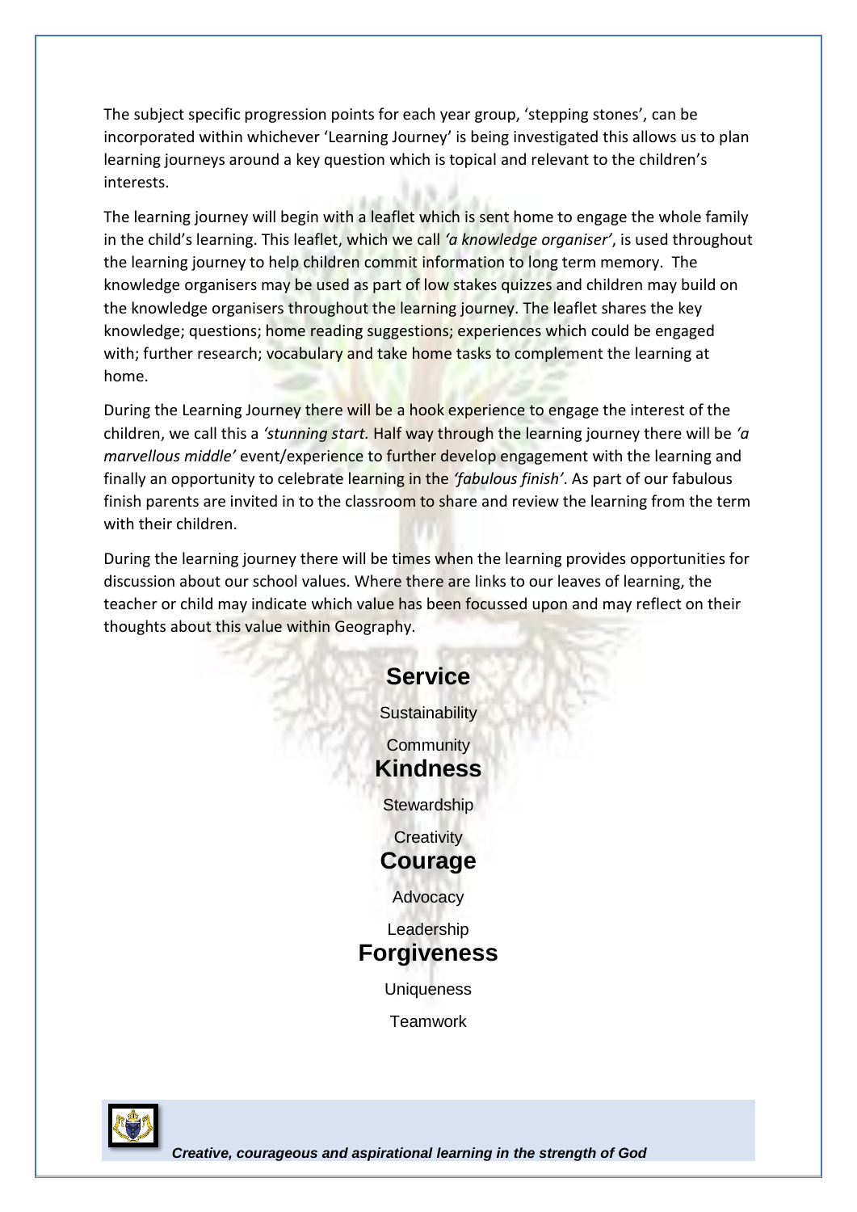The subject specific progression points for each year group, 'stepping stones', can be incorporated within whichever 'Learning Journey' is being investigated this allows us to plan learning journeys around a key question which is topical and relevant to the children's interests.

The learning journey will begin with a leaflet which is sent home to engage the whole family in the child's learning. This leaflet, which we call *'a knowledge organiser'*, is used throughout the learning journey to help children commit information to long term memory. The knowledge organisers may be used as part of low stakes quizzes and children may build on the knowledge organisers throughout the learning journey. The leaflet shares the key knowledge; questions; home reading suggestions; experiences which could be engaged with; further research; vocabulary and take home tasks to complement the learning at home.

During the Learning Journey there will be a hook experience to engage the interest of the children, we call this a *'stunning start.* Half way through the learning journey there will be *'a marvellous middle'* event/experience to further develop engagement with the learning and finally an opportunity to celebrate learning in the *'fabulous finish'*. As part of our fabulous finish parents are invited in to the classroom to share and review the learning from the term with their children.

During the learning journey there will be times when the learning provides opportunities for discussion about our school values. Where there are links to our leaves of learning, the teacher or child may indicate which value has been focussed upon and may reflect on their thoughts about this value within Geography.

**Service**

Sustainability

Community

**Kindness**

Stewardship

Creativity

**Courage**

Advocacy

Leadership

**Forgiveness**

Uniqueness

Teamwork

***Creative, courageous and aspirational learning in the strength of God***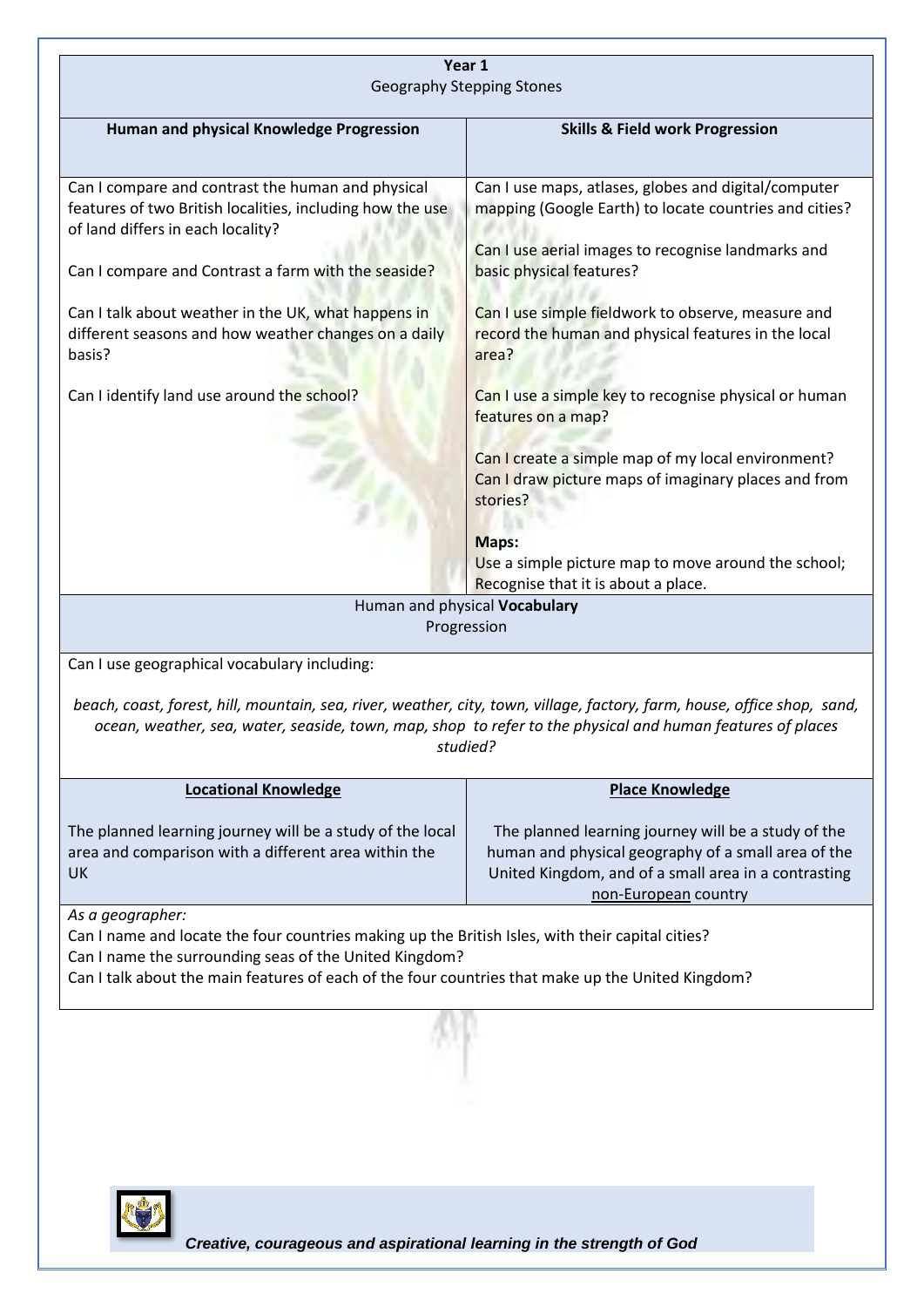**Year 1**
Geography Stepping Stones

| Human and physical Knowledge Progression | Skills & Field work Progression |
|---|---|
| Can I compare and contrast the human and physical features of two British localities, including how the use of land differs in each locality?<br><br>Can I compare and Contrast a farm with the seaside?<br><br>Can I talk about weather in the UK, what happens in different seasons and how weather changes on a daily basis?<br><br>Can I identify land use around the school? | Can I use maps, atlases, globes and digital/computer mapping (Google Earth) to locate countries and cities?<br><br>Can I use aerial images to recognise landmarks and basic physical features?<br><br>Can I use simple fieldwork to observe, measure and record the human and physical features in the local area?<br><br>Can I use a simple key to recognise physical or human features on a map?<br><br>Can I create a simple map of my local environment?<br>Can I draw picture maps of imaginary places and from stories?<br><br>**Maps:**<br>Use a simple picture map to move around the school;<br>Recognise that it is about a place. |

Human and physical **Vocabulary**
Progression

Can I use geographical vocabulary including:

*beach, coast, forest, hill, mountain, sea, river, weather, city, town, village, factory, farm, house, office shop, sand, ocean, weather, sea, water, seaside, town, map, shop to refer to the physical and human features of places studied?*

| Locational Knowledge | Place Knowledge |
|---|---|
| The planned learning journey will be a study of the local area and comparison with a different area within the UK | The planned learning journey will be a study of the human and physical geography of a small area of the United Kingdom, and of a small area in a contrasting non-European country |

*As a geographer:*
Can I name and locate the four countries making up the British Isles, with their capital cities?
Can I name the surrounding seas of the United Kingdom?
Can I talk about the main features of each of the four countries that make up the United Kingdom?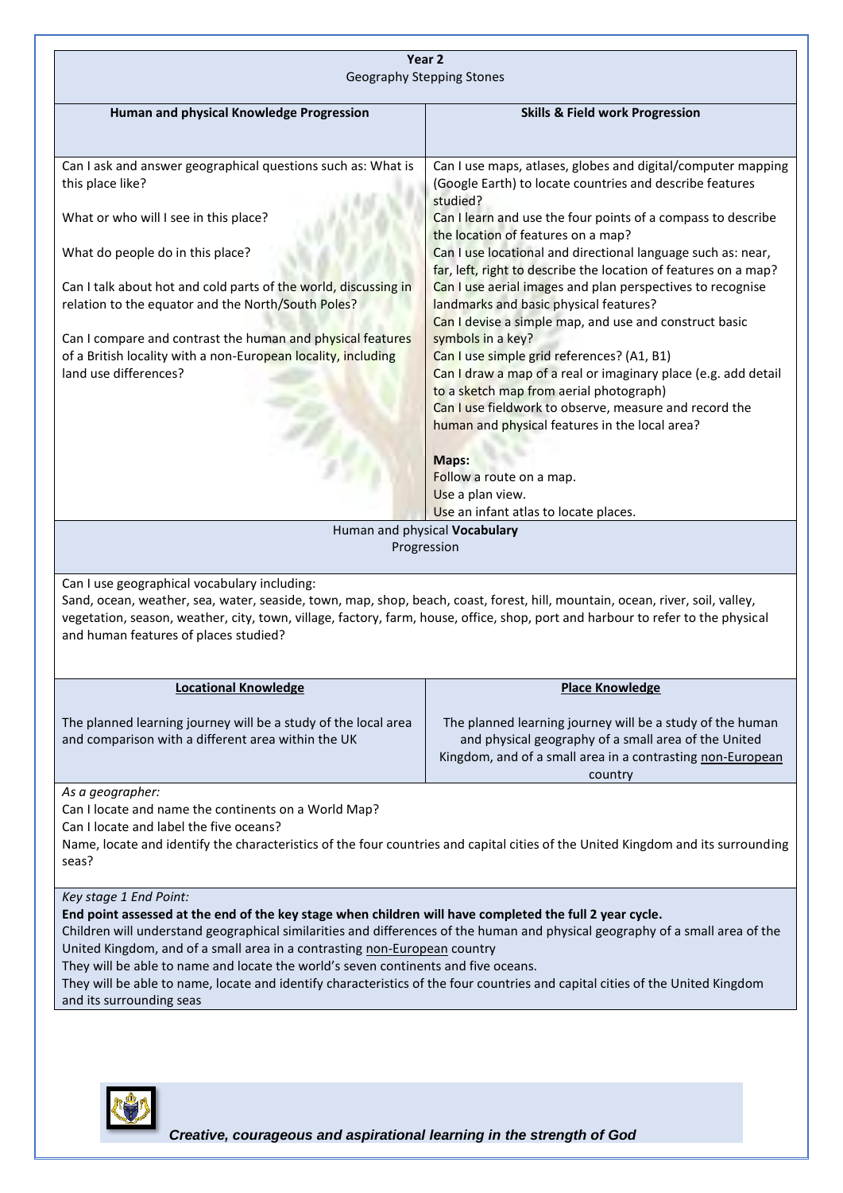**Year 2**
Geography Stepping Stones

| **Human and physical Knowledge Progression** | **Skills & Field work Progression** |
| --- | --- |
| Can I ask and answer geographical questions such as: What is this place like?<br><br>What or who will I see in this place?<br><br>What do people do in this place?<br><br>Can I talk about hot and cold parts of the world, discussing in relation to the equator and the North/South Poles?<br><br>Can I compare and contrast the human and physical features of a British locality with a non-European locality, including land use differences? | Can I use maps, atlases, globes and digital/computer mapping (Google Earth) to locate countries and describe features studied?<br>Can I learn and use the four points of a compass to describe the location of features on a map?<br>Can I use locational and directional language such as: near, far, left, right to describe the location of features on a map?<br>Can I use aerial images and plan perspectives to recognise landmarks and basic physical features?<br>Can I devise a simple map, and use and construct basic symbols in a key?<br>Can I use simple grid references? (A1, B1)<br>Can I draw a map of a real or imaginary place (e.g. add detail to a sketch map from aerial photograph)<br>Can I use fieldwork to observe, measure and record the human and physical features in the local area?<br><br>**Maps:**<br>Follow a route on a map.<br>Use a plan view.<br>Use an infant atlas to locate places. |

Human and physical **Vocabulary**
Progression

Can I use geographical vocabulary including:
Sand, ocean, weather, sea, water, seaside, town, map, shop, beach, coast, forest, hill, mountain, ocean, river, soil, valley, vegetation, season, weather, city, town, village, factory, farm, house, office, shop, port and harbour to refer to the physical and human features of places studied?

| **Locational Knowledge** | **Place Knowledge** |
| --- | --- |
| The planned learning journey will be a study of the local area and comparison with a different area within the UK | The planned learning journey will be a study of the human and physical geography of a small area of the United Kingdom, and of a small area in a contrasting non-European country |

*As a geographer:*
Can I locate and name the continents on a World Map?
Can I locate and label the five oceans?
Name, locate and identify the characteristics of the four countries and capital cities of the United Kingdom and its surrounding seas?

*Key stage 1 End Point:*
**End point assessed at the end of the key stage when children will have completed the full 2 year cycle.**
Children will understand geographical similarities and differences of the human and physical geography of a small area of the United Kingdom, and of a small area in a contrasting non-European country
They will be able to name and locate the world's seven continents and five oceans.
They will be able to name, locate and identify characteristics of the four countries and capital cities of the United Kingdom and its surrounding seas

***Creative, courageous and aspirational learning in the strength of God***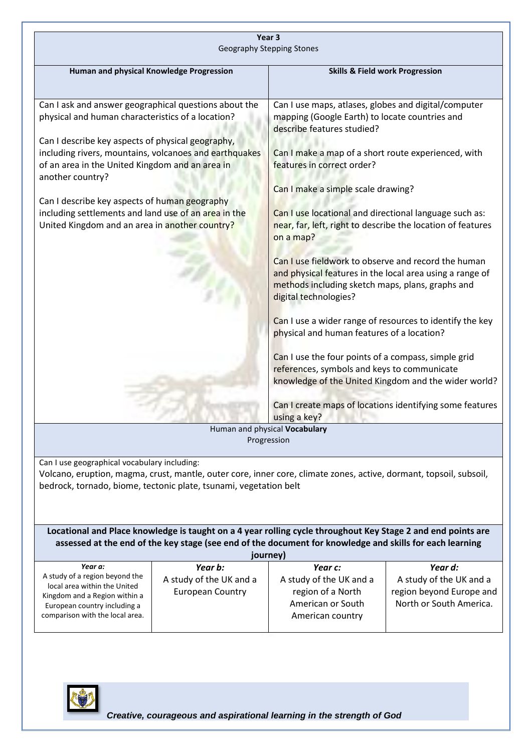**Year 3**

Geography Stepping Stones

| Human and physical Knowledge Progression | Skills & Field work Progression |
|---|---|
| Can I ask and answer geographical questions about the physical and human characteristics of a location?<br><br>Can I describe key aspects of physical geography, including rivers, mountains, volcanoes and earthquakes of an area in the United Kingdom and an area in another country?<br><br>Can I describe key aspects of human geography including settlements and land use of an area in the United Kingdom and an area in another country? | Can I use maps, atlases, globes and digital/computer mapping (Google Earth) to locate countries and describe features studied?<br><br>Can I make a map of a short route experienced, with features in correct order?<br><br>Can I make a simple scale drawing?<br><br>Can I use locational and directional language such as: near, far, left, right to describe the location of features on a map?<br><br>Can I use fieldwork to observe and record the human and physical features in the local area using a range of methods including sketch maps, plans, graphs and digital technologies?<br><br>Can I use a wider range of resources to identify the key physical and human features of a location?<br><br>Can I use the four points of a compass, simple grid references, symbols and keys to communicate knowledge of the United Kingdom and the wider world?<br><br>Can I create maps of locations identifying some features using a key? |

Human and physical **Vocabulary**

Progression

Can I use geographical vocabulary including:

Volcano, eruption, magma, crust, mantle, outer core, inner core, climate zones, active, dormant, topsoil, subsoil, bedrock, tornado, biome, tectonic plate, tsunami, vegetation belt

**Locational and Place knowledge is taught on a 4 year rolling cycle throughout Key Stage 2 and end points are assessed at the end of the key stage (see end of the document for knowledge and skills for each learning journey)**

| *Year a:* | *Year b:* | *Year c:* | *Year d:* |
|---|---|---|---|
| A study of a region beyond the local area within the United Kingdom and a Region within a European country including a comparison with the local area. | A study of the UK and a European Country | A study of the UK and a region of a North American or South American country | A study of the UK and a region beyond Europe and North or South America. |

*Creative, courageous and aspirational learning in the strength of God*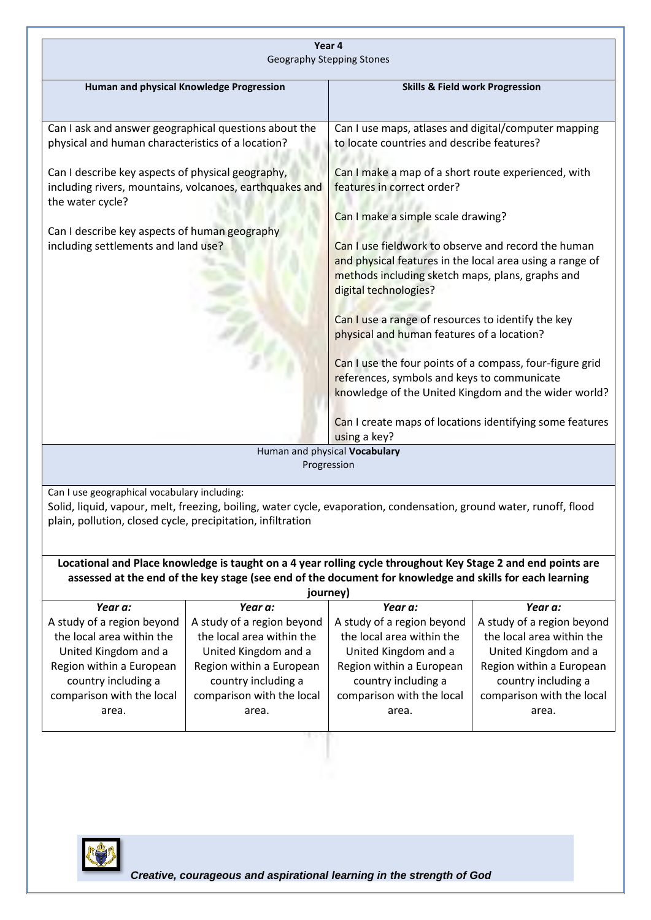**Year 4**
Geography Stepping Stones

| **Human and physical Knowledge Progression** | **Skills & Field work Progression** |
|---|---|
| Can I ask and answer geographical questions about the physical and human characteristics of a location?<br><br>Can I describe key aspects of physical geography, including rivers, mountains, volcanoes, earthquakes and the water cycle?<br><br>Can I describe key aspects of human geography including settlements and land use? | Can I use maps, atlases and digital/computer mapping to locate countries and describe features?<br><br>Can I make a map of a short route experienced, with features in correct order?<br><br>Can I make a simple scale drawing?<br><br>Can I use fieldwork to observe and record the human and physical features in the local area using a range of methods including sketch maps, plans, graphs and digital technologies?<br><br>Can I use a range of resources to identify the key physical and human features of a location?<br><br>Can I use the four points of a compass, four-figure grid references, symbols and keys to communicate knowledge of the United Kingdom and the wider world?<br><br>Can I create maps of locations identifying some features using a key? |

Human and physical **Vocabulary**
Progression

Can I use geographical vocabulary including:
Solid, liquid, vapour, melt, freezing, boiling, water cycle, evaporation, condensation, ground water, runoff, flood plain, pollution, closed cycle, precipitation, infiltration

**Locational and Place knowledge is taught on a 4 year rolling cycle throughout Key Stage 2 and end points are assessed at the end of the key stage (see end of the document for knowledge and skills for each learning journey)**

| *Year a:* | *Year a:* | *Year a:* | *Year a:* |
|---|---|---|---|
| A study of a region beyond the local area within the United Kingdom and a Region within a European country including a comparison with the local area. | A study of a region beyond the local area within the United Kingdom and a Region within a European country including a comparison with the local area. | A study of a region beyond the local area within the United Kingdom and a Region within a European country including a comparison with the local area. | A study of a region beyond the local area within the United Kingdom and a Region within a European country including a comparison with the local area. |

*Creative, courageous and aspirational learning in the strength of God*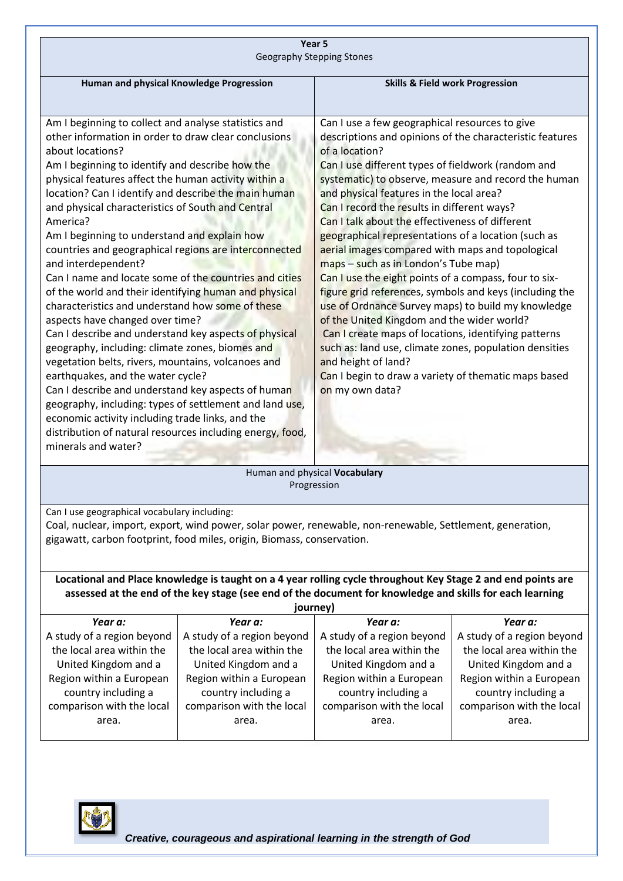**Year 5**
Geography Stepping Stones

| Human and physical Knowledge Progression | Skills & Field work Progression |
|---|---|
| Am I beginning to collect and analyse statistics and other information in order to draw clear conclusions about locations?<br>Am I beginning to identify and describe how the physical features affect the human activity within a location? Can I identify and describe the main human and physical characteristics of South and Central America?<br>Am I beginning to understand and explain how countries and geographical regions are interconnected and interdependent?<br>Can I name and locate some of the countries and cities of the world and their identifying human and physical characteristics and understand how some of these aspects have changed over time?<br>Can I describe and understand key aspects of physical geography, including: climate zones, biomes and vegetation belts, rivers, mountains, volcanoes and earthquakes, and the water cycle?<br>Can I describe and understand key aspects of human geography, including: types of settlement and land use, economic activity including trade links, and the distribution of natural resources including energy, food, minerals and water? | Can I use a few geographical resources to give descriptions and opinions of the characteristic features of a location?<br>Can I use different types of fieldwork (random and systematic) to observe, measure and record the human and physical features in the local area?<br>Can I record the results in different ways?<br>Can I talk about the effectiveness of different geographical representations of a location (such as aerial images compared with maps and topological maps – such as in London's Tube map)<br>Can I use the eight points of a compass, four to six-figure grid references, symbols and keys (including the use of Ordnance Survey maps) to build my knowledge of the United Kingdom and the wider world?<br>Can I create maps of locations, identifying patterns such as: land use, climate zones, population densities and height of land?<br>Can I begin to draw a variety of thematic maps based on my own data? |

Human and physical **Vocabulary**
Progression

Can I use geographical vocabulary including:
Coal, nuclear, import, export, wind power, solar power, renewable, non-renewable, Settlement, generation, gigawatt, carbon footprint, food miles, origin, Biomass, conservation.

**Locational and Place knowledge is taught on a 4 year rolling cycle throughout Key Stage 2 and end points are assessed at the end of the key stage (see end of the document for knowledge and skills for each learning journey)**

| *Year a:* | *Year a:* | *Year a:* | *Year a:* |
|---|---|---|---|
| A study of a region beyond the local area within the United Kingdom and a Region within a European country including a comparison with the local area. | A study of a region beyond the local area within the United Kingdom and a Region within a European country including a comparison with the local area. | A study of a region beyond the local area within the United Kingdom and a Region within a European country including a comparison with the local area. | A study of a region beyond the local area within the United Kingdom and a Region within a European country including a comparison with the local area. |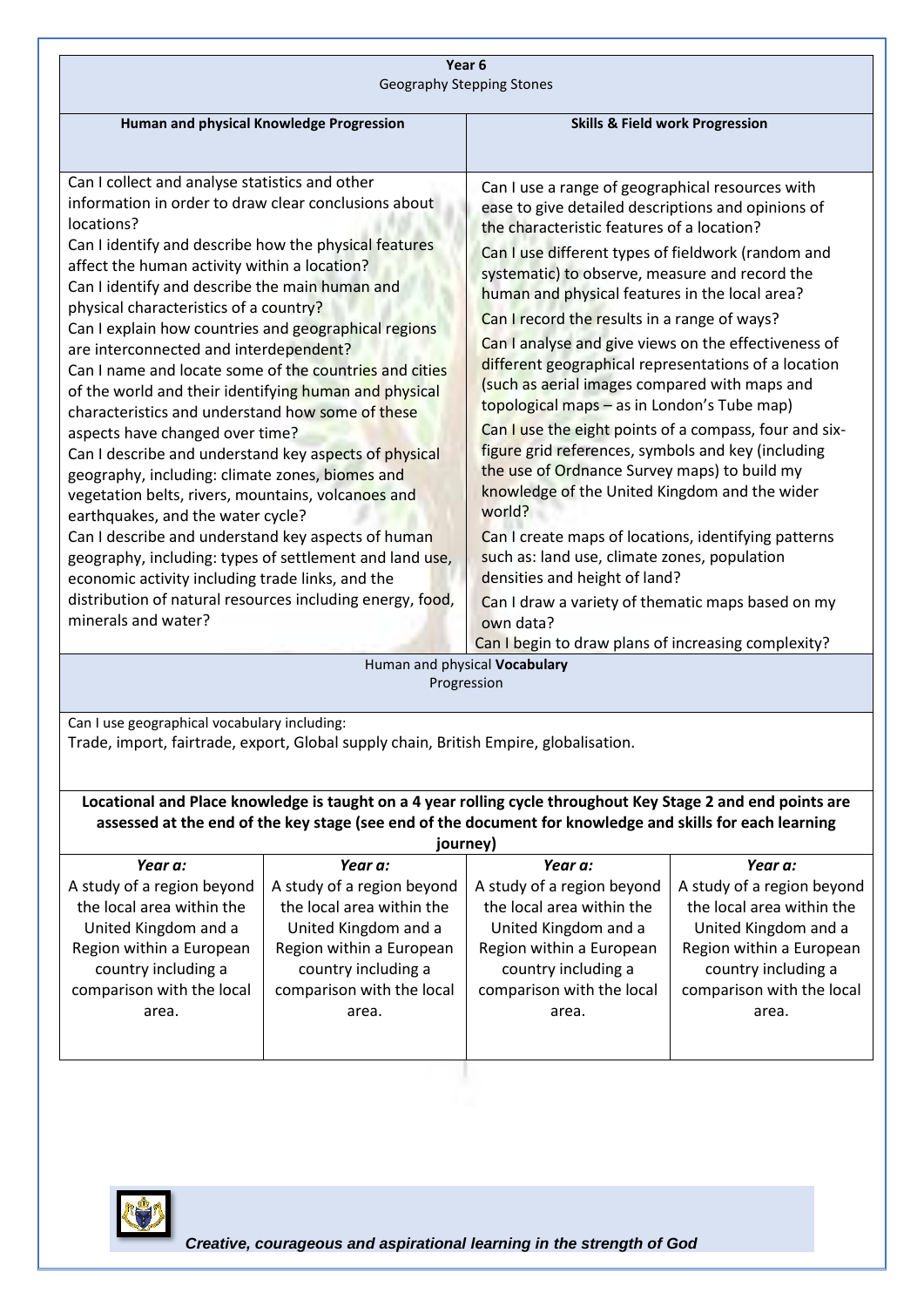**Year 6**

Geography Stepping Stones

| **Human and physical Knowledge Progression** | **Skills & Field work Progression** |
|---|---|
| Can I collect and analyse statistics and other information in order to draw clear conclusions about locations?<br>Can I identify and describe how the physical features affect the human activity within a location?<br>Can I identify and describe the main human and physical characteristics of a country?<br>Can I explain how countries and geographical regions are interconnected and interdependent?<br>Can I name and locate some of the countries and cities of the world and their identifying human and physical characteristics and understand how some of these aspects have changed over time?<br>Can I describe and understand key aspects of physical geography, including: climate zones, biomes and vegetation belts, rivers, mountains, volcanoes and earthquakes, and the water cycle?<br>Can I describe and understand key aspects of human geography, including: types of settlement and land use, economic activity including trade links, and the distribution of natural resources including energy, food, minerals and water? | Can I use a range of geographical resources with ease to give detailed descriptions and opinions of the characteristic features of a location?<br>Can I use different types of fieldwork (random and systematic) to observe, measure and record the human and physical features in the local area?<br>Can I record the results in a range of ways?<br>Can I analyse and give views on the effectiveness of different geographical representations of a location (such as aerial images compared with maps and topological maps – as in London's Tube map)<br>Can I use the eight points of a compass, four and six-figure grid references, symbols and key (including the use of Ordnance Survey maps) to build my knowledge of the United Kingdom and the wider world?<br>Can I create maps of locations, identifying patterns such as: land use, climate zones, population densities and height of land?<br>Can I draw a variety of thematic maps based on my own data?<br>Can I begin to draw plans of increasing complexity? |

Human and physical **Vocabulary**

Progression

Can I use geographical vocabulary including:

Trade, import, fairtrade, export, Global supply chain, British Empire, globalisation.

**Locational and Place knowledge is taught on a 4 year rolling cycle throughout Key Stage 2 and end points are assessed at the end of the key stage (see end of the document for knowledge and skills for each learning journey)**

| *Year a:* | *Year a:* | *Year a:* | *Year a:* |
|---|---|---|---|
| A study of a region beyond the local area within the United Kingdom and a Region within a European country including a comparison with the local area. | A study of a region beyond the local area within the United Kingdom and a Region within a European country including a comparison with the local area. | A study of a region beyond the local area within the United Kingdom and a Region within a European country including a comparison with the local area. | A study of a region beyond the local area within the United Kingdom and a Region within a European country including a comparison with the local area. |

*Creative, courageous and aspirational learning in the strength of God*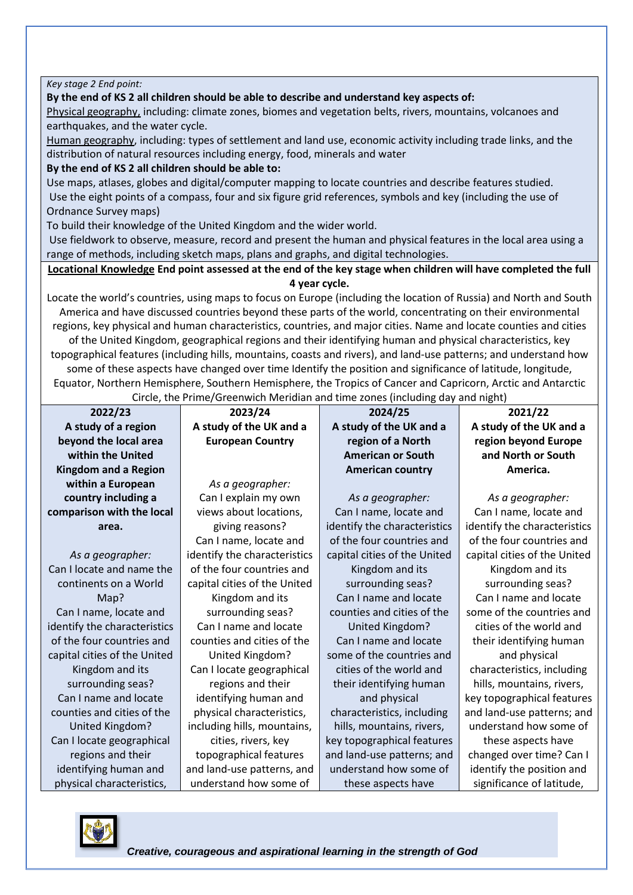*Key stage 2 End point:*

**By the end of KS 2 all children should be able to describe and understand key aspects of:**

Physical geography, including: climate zones, biomes and vegetation belts, rivers, mountains, volcanoes and earthquakes, and the water cycle.

Human geography, including: types of settlement and land use, economic activity including trade links, and the distribution of natural resources including energy, food, minerals and water

**By the end of KS 2 all children should be able to:**

Use maps, atlases, globes and digital/computer mapping to locate countries and describe features studied.

Use the eight points of a compass, four and six figure grid references, symbols and key (including the use of Ordnance Survey maps)

To build their knowledge of the United Kingdom and the wider world.

Use fieldwork to observe, measure, record and present the human and physical features in the local area using a range of methods, including sketch maps, plans and graphs, and digital technologies.

**Locational Knowledge End point assessed at the end of the key stage when children will have completed the full 4 year cycle.**

Locate the world's countries, using maps to focus on Europe (including the location of Russia) and North and South America and have discussed countries beyond these parts of the world, concentrating on their environmental regions, key physical and human characteristics, countries, and major cities. Name and locate counties and cities of the United Kingdom, geographical regions and their identifying human and physical characteristics, key topographical features (including hills, mountains, coasts and rivers), and land-use patterns; and understand how some of these aspects have changed over time Identify the position and significance of latitude, longitude, Equator, Northern Hemisphere, Southern Hemisphere, the Tropics of Cancer and Capricorn, Arctic and Antarctic Circle, the Prime/Greenwich Meridian and time zones (including day and night)

| 2022/23 | 2023/24 | 2024/25 | 2021/22 |
|---|---|---|---|
| **A study of a region beyond the local area within the United Kingdom and a Region within a European country including a comparison with the local area.** | **A study of the UK and a European Country** | **A study of the UK and a region of a North American or South American country** | **A study of the UK and a region beyond Europe and North or South America.** |
| *As a geographer:*<br>Can I locate and name the continents on a World Map?<br>Can I name, locate and identify the characteristics of the four countries and capital cities of the United Kingdom and its surrounding seas?<br>Can I name and locate counties and cities of the United Kingdom?<br>Can I locate geographical regions and their identifying human and physical characteristics, | *As a geographer:*<br>Can I explain my own views about locations, giving reasons?<br>Can I name, locate and identify the characteristics of the four countries and capital cities of the United Kingdom and its surrounding seas?<br>Can I name and locate counties and cities of the United Kingdom?<br>Can I locate geographical regions and their identifying human and physical characteristics, including hills, mountains, cities, rivers, key topographical features and land-use patterns, and understand how some of | *As a geographer:*<br>Can I name, locate and identify the characteristics of the four countries and capital cities of the United Kingdom and its surrounding seas?<br>Can I name and locate counties and cities of the United Kingdom?<br>Can I name and locate some of the countries and cities of the world and their identifying human and physical characteristics, including hills, mountains, rivers, key topographical features and land-use patterns; and understand how some of these aspects have | *As a geographer:*<br>Can I name, locate and identify the characteristics of the four countries and capital cities of the United Kingdom and its surrounding seas?<br>Can I name and locate some of the countries and cities of the world and their identifying human and physical characteristics, including hills, mountains, rivers, key topographical features and land-use patterns; and understand how some of these aspects have changed over time? Can I identify the position and significance of latitude, |

*Creative, courageous and aspirational learning in the strength of God*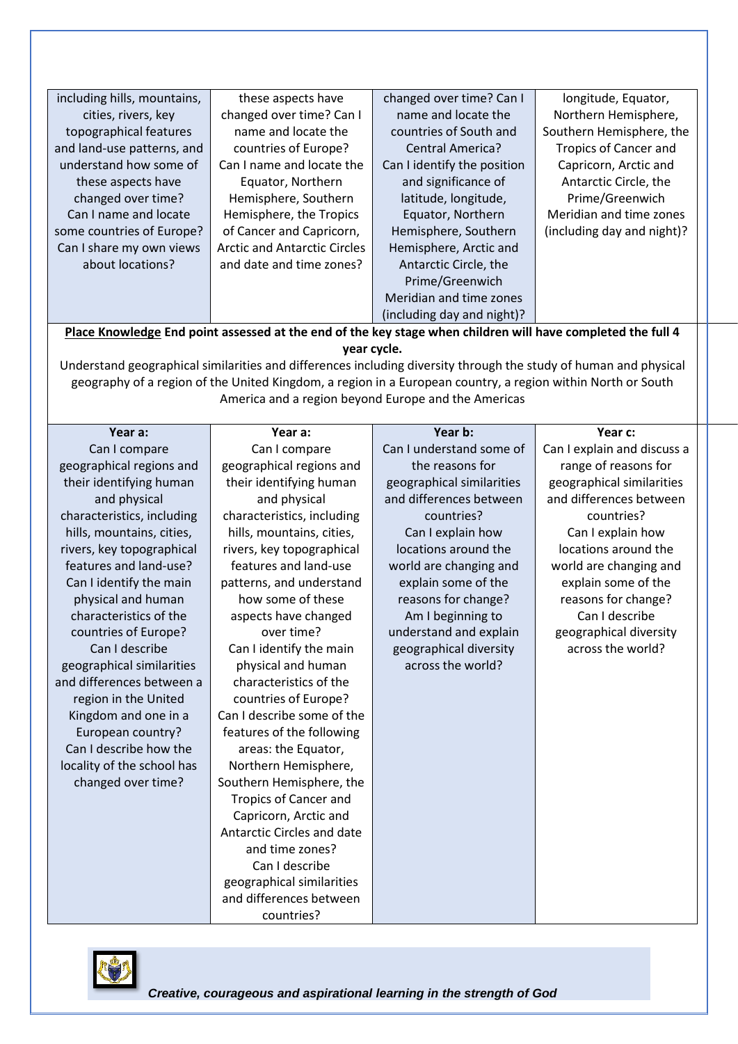| | | | |
|---|---|---|---|
| including hills, mountains, cities, rivers, key topographical features and land-use patterns, and understand how some of these aspects have changed over time? Can I name and locate some countries of Europe? Can I share my own views about locations? | these aspects have changed over time? Can I name and locate the countries of Europe? Can I name and locate the Equator, Northern Hemisphere, Southern Hemisphere, the Tropics of Cancer and Capricorn, Arctic and Antarctic Circles and date and time zones? | changed over time? Can I name and locate the countries of South and Central America? Can I identify the position and significance of latitude, longitude, Equator, Northern Hemisphere, Southern Hemisphere, Arctic and Antarctic Circle, the Prime/Greenwich Meridian and time zones (including day and night)? | longitude, Equator, Northern Hemisphere, Southern Hemisphere, the Tropics of Cancer and Capricorn, Arctic and Antarctic Circle, the Prime/Greenwich Meridian and time zones (including day and night)? |

**Place Knowledge End point assessed at the end of the key stage when children will have completed the full 4 year cycle.**

Understand geographical similarities and differences including diversity through the study of human and physical geography of a region of the United Kingdom, a region in a European country, a region within North or South America and a region beyond Europe and the Americas

| Year a: | Year a: | Year b: | Year c: |
|---|---|---|---|
| Can I compare geographical regions and their identifying human and physical characteristics, including hills, mountains, cities, rivers, key topographical features and land-use? Can I identify the main physical and human characteristics of the countries of Europe? Can I describe geographical similarities and differences between a region in the United Kingdom and one in a European country? Can I describe how the locality of the school has changed over time? | Can I compare geographical regions and their identifying human and physical characteristics, including hills, mountains, cities, rivers, key topographical features and land-use patterns, and understand how some of these aspects have changed over time? Can I identify the main physical and human characteristics of the countries of Europe? Can I describe some of the features of the following areas: the Equator, Northern Hemisphere, Southern Hemisphere, the Tropics of Cancer and Capricorn, Arctic and Antarctic Circles and date and time zones? Can I describe geographical similarities and differences between countries? | Can I understand some of the reasons for geographical similarities and differences between countries? Can I explain how locations around the world are changing and explain some of the reasons for change? Am I beginning to understand and explain geographical diversity across the world? | Can I explain and discuss a range of reasons for geographical similarities and differences between countries? Can I explain how locations around the world are changing and explain some of the reasons for change? Can I describe geographical diversity across the world? |

*Creative, courageous and aspirational learning in the strength of God*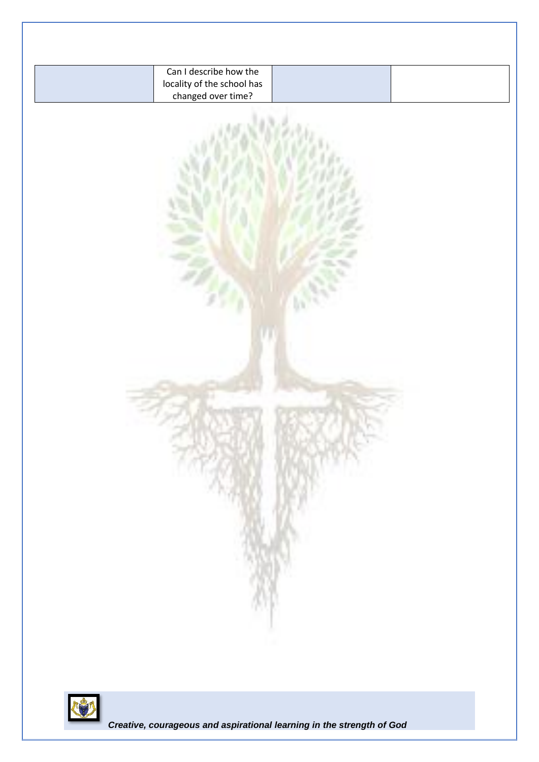| | | | |
|---|---|---|---|
| | Can I describe how the locality of the school has changed over time? | | |

*Creative, courageous and aspirational learning in the strength of God*